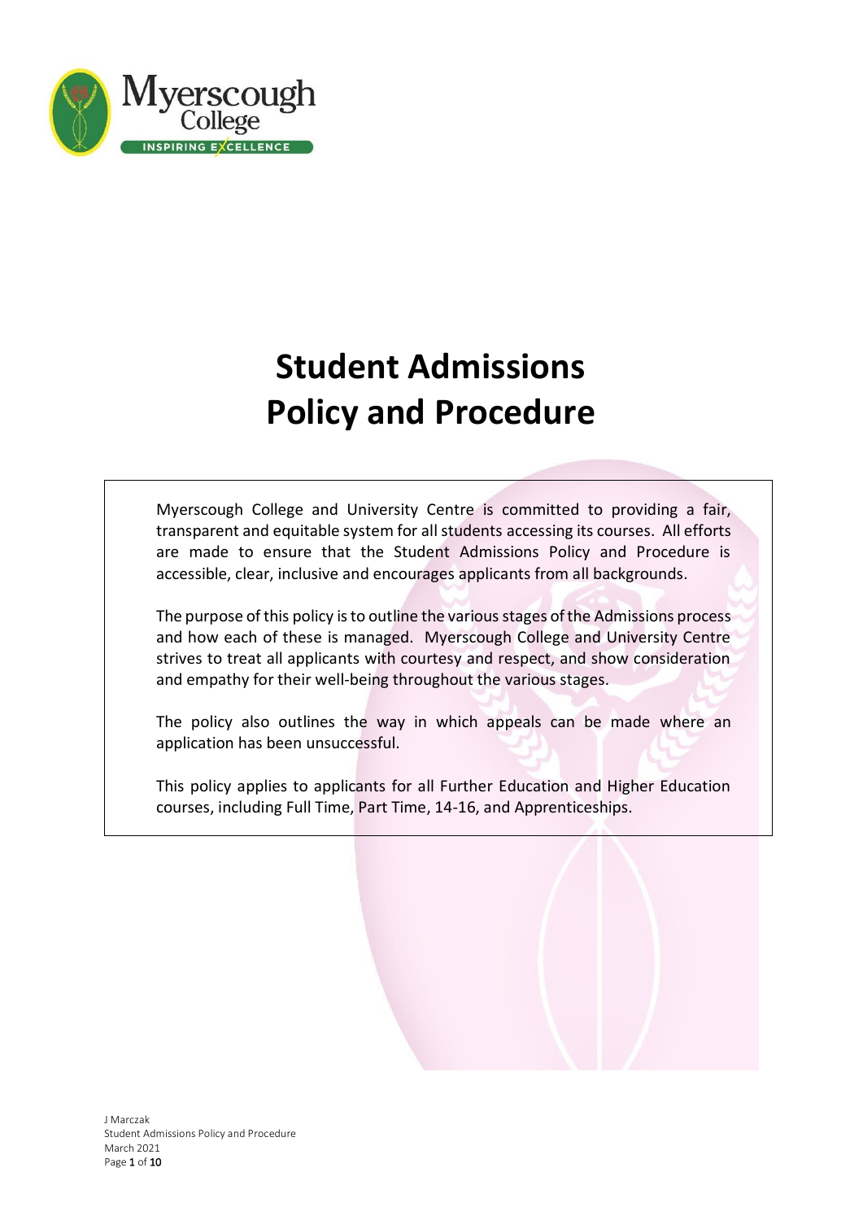# Student Admissions Policy and Procedure

Myerscough College and University Centre is committed to providing a fair, transparent and equitable system for all students accessing its courses. All efforts are made to ensure that the Student Admissions Policy and Procedure is accessible, clear, inclusive and encourages applicants from all backgrounds.

The purpose of this policy is to outline the various stages of the Admissions process and how each of these is managed. Myerscough College and University Centre strives to treat all applicants with courtesy and respect, and show consideration and empathy for their well-being throughout the various stages.

The policy also outlines the way in which appeals can be made where an application has been unsuccessful.

This policy applies to applicants for all Further Education and Higher Education courses, including Full Time, Part Time, 14-16, and Apprenticeships.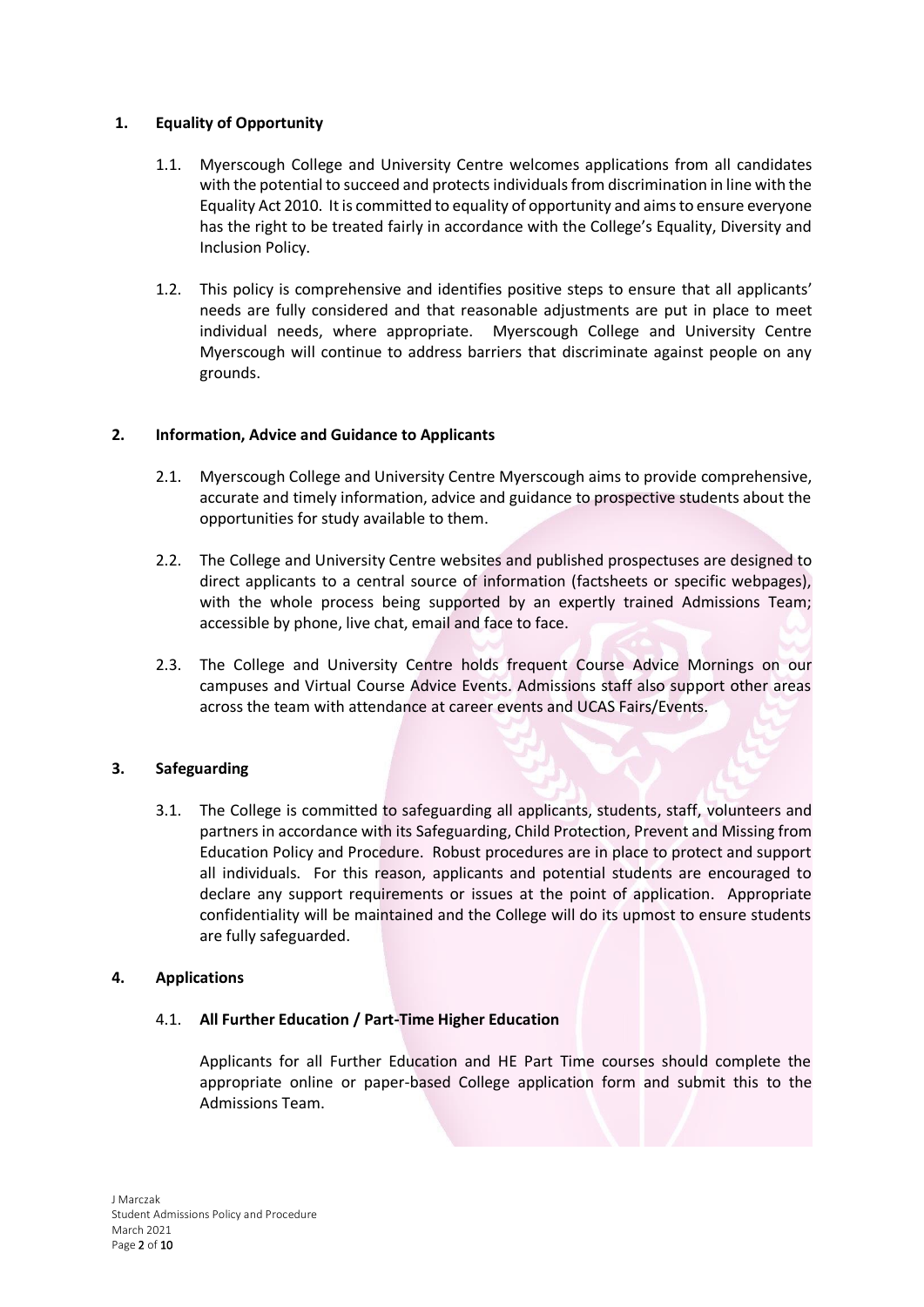## 1. Equality of Opportunity

1.1. Myerscough College and University Centre welcomes applications from all candidates with the potential to succeed and protects individuals from discrimination in line with the Equality Act 2010. It is committed to equality of opportunity and aims to ensure everyone has the right to be treated fairly in accordance with the College's Equality, Diversity and Inclusion Policy.

1.2. This policy is comprehensive and identifies positive steps to ensure that all applicants' needs are fully considered and that reasonable adjustments are put in place to meet individual needs, where appropriate. Myerscough College and University Centre Myerscough will continue to address barriers that discriminate against people on any grounds.

## 2. Information, Advice and Guidance to Applicants

2.1. Myerscough College and University Centre Myerscough aims to provide comprehensive, accurate and timely information, advice and guidance to prospective students about the opportunities for study available to them.

2.2. The College and University Centre websites and published prospectuses are designed to direct applicants to a central source of information (factsheets or specific webpages), with the whole process being supported by an expertly trained Admissions Team; accessible by phone, live chat, email and face to face.

2.3. The College and University Centre holds frequent Course Advice Mornings on our campuses and Virtual Course Advice Events. Admissions staff also support other areas across the team with attendance at career events and UCAS Fairs/Events.

## 3. Safeguarding

3.1. The College is committed to safeguarding all applicants, students, staff, volunteers and partners in accordance with its Safeguarding, Child Protection, Prevent and Missing from Education Policy and Procedure. Robust procedures are in place to protect and support all individuals. For this reason, applicants and potential students are encouraged to declare any support requirements or issues at the point of application. Appropriate confidentiality will be maintained and the College will do its upmost to ensure students are fully safeguarded.

## 4. Applications

### 4.1. All Further Education / Part-Time Higher Education

Applicants for all Further Education and HE Part Time courses should complete the appropriate online or paper-based College application form and submit this to the Admissions Team.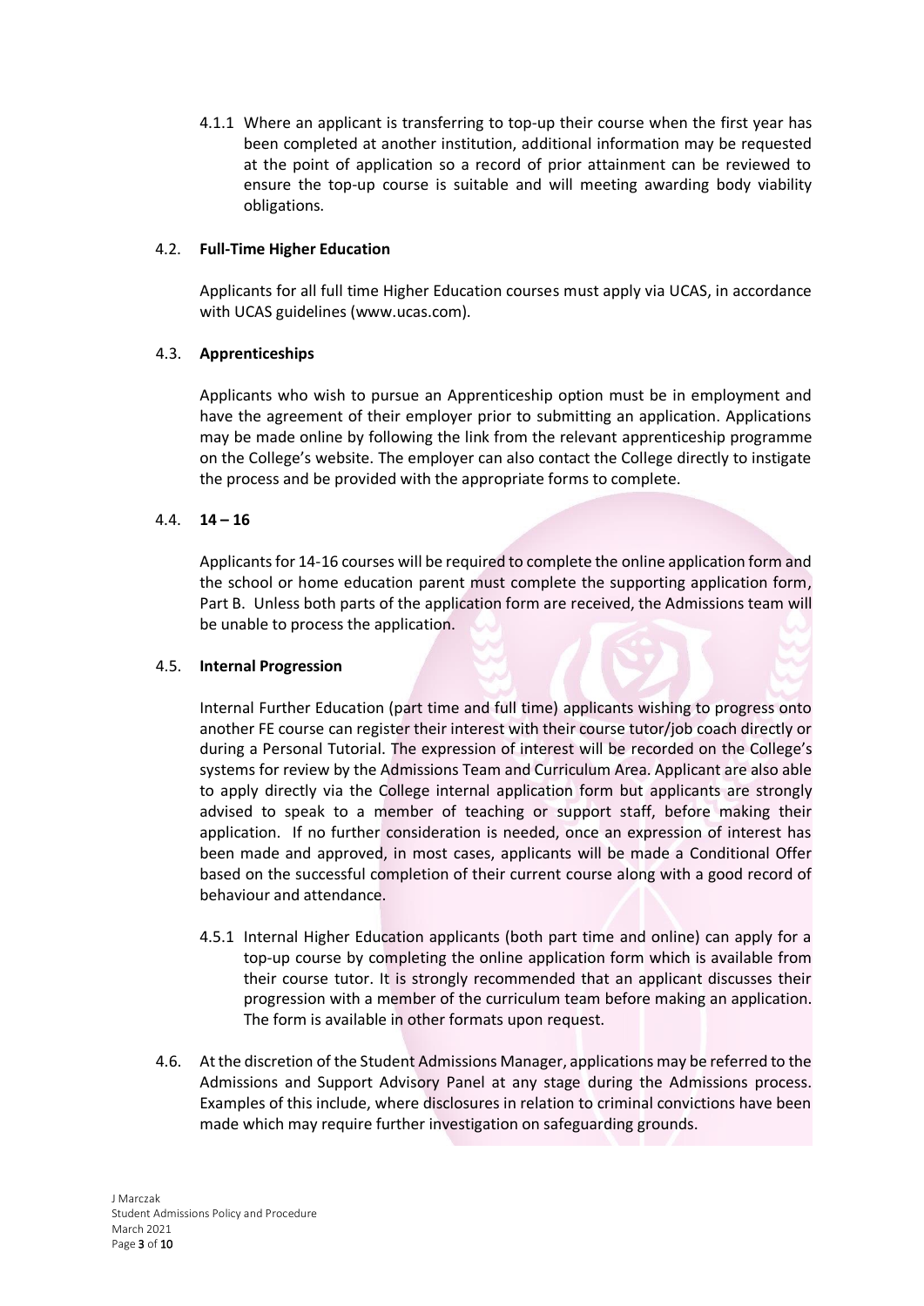4.1.1 Where an applicant is transferring to top-up their course when the first year has been completed at another institution, additional information may be requested at the point of application so a record of prior attainment can be reviewed to ensure the top-up course is suitable and will meeting awarding body viability obligations.

4.2. **Full-Time Higher Education**

Applicants for all full time Higher Education courses must apply via UCAS, in accordance with UCAS guidelines (www.ucas.com).

4.3. **Apprenticeships**

Applicants who wish to pursue an Apprenticeship option must be in employment and have the agreement of their employer prior to submitting an application. Applications may be made online by following the link from the relevant apprenticeship programme on the College's website. The employer can also contact the College directly to instigate the process and be provided with the appropriate forms to complete.

4.4. **14 – 16**

Applicants for 14-16 courses will be required to complete the online application form and the school or home education parent must complete the supporting application form, Part B. Unless both parts of the application form are received, the Admissions team will be unable to process the application.

4.5. **Internal Progression**

Internal Further Education (part time and full time) applicants wishing to progress onto another FE course can register their interest with their course tutor/job coach directly or during a Personal Tutorial. The expression of interest will be recorded on the College's systems for review by the Admissions Team and Curriculum Area. Applicant are also able to apply directly via the College internal application form but applicants are strongly advised to speak to a member of teaching or support staff, before making their application. If no further consideration is needed, once an expression of interest has been made and approved, in most cases, applicants will be made a Conditional Offer based on the successful completion of their current course along with a good record of behaviour and attendance.

4.5.1 Internal Higher Education applicants (both part time and online) can apply for a top-up course by completing the online application form which is available from their course tutor. It is strongly recommended that an applicant discusses their progression with a member of the curriculum team before making an application. The form is available in other formats upon request.

4.6. At the discretion of the Student Admissions Manager, applications may be referred to the Admissions and Support Advisory Panel at any stage during the Admissions process. Examples of this include, where disclosures in relation to criminal convictions have been made which may require further investigation on safeguarding grounds.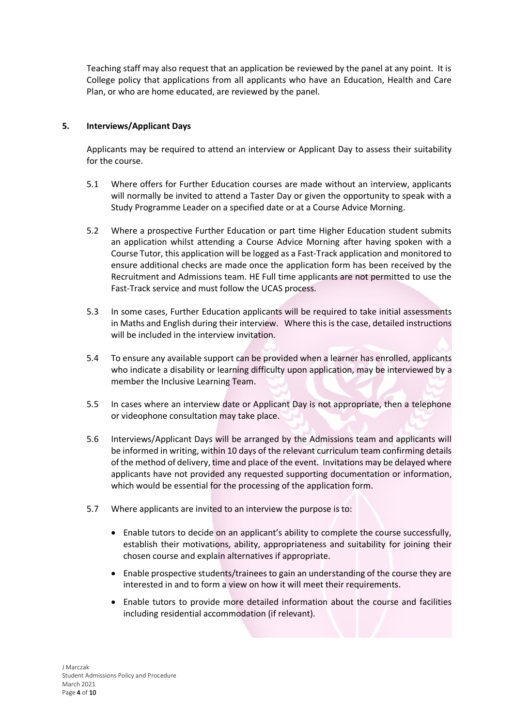Teaching staff may also request that an application be reviewed by the panel at any point. It is College policy that applications from all applicants who have an Education, Health and Care Plan, or who are home educated, are reviewed by the panel.

## 5. Interviews/Applicant Days

Applicants may be required to attend an interview or Applicant Day to assess their suitability for the course.

5.1 Where offers for Further Education courses are made without an interview, applicants will normally be invited to attend a Taster Day or given the opportunity to speak with a Study Programme Leader on a specified date or at a Course Advice Morning.

5.2 Where a prospective Further Education or part time Higher Education student submits an application whilst attending a Course Advice Morning after having spoken with a Course Tutor, this application will be logged as a Fast-Track application and monitored to ensure additional checks are made once the application form has been received by the Recruitment and Admissions team. HE Full time applicants are not permitted to use the Fast-Track service and must follow the UCAS process.

5.3 In some cases, Further Education applicants will be required to take initial assessments in Maths and English during their interview. Where this is the case, detailed instructions will be included in the interview invitation.

5.4 To ensure any available support can be provided when a learner has enrolled, applicants who indicate a disability or learning difficulty upon application, may be interviewed by a member the Inclusive Learning Team.

5.5 In cases where an interview date or Applicant Day is not appropriate, then a telephone or videophone consultation may take place.

5.6 Interviews/Applicant Days will be arranged by the Admissions team and applicants will be informed in writing, within 10 days of the relevant curriculum team confirming details of the method of delivery, time and place of the event. Invitations may be delayed where applicants have not provided any requested supporting documentation or information, which would be essential for the processing of the application form.

5.7 Where applicants are invited to an interview the purpose is to:

- Enable tutors to decide on an applicant's ability to complete the course successfully, establish their motivations, ability, appropriateness and suitability for joining their chosen course and explain alternatives if appropriate.
- Enable prospective students/trainees to gain an understanding of the course they are interested in and to form a view on how it will meet their requirements.
- Enable tutors to provide more detailed information about the course and facilities including residential accommodation (if relevant).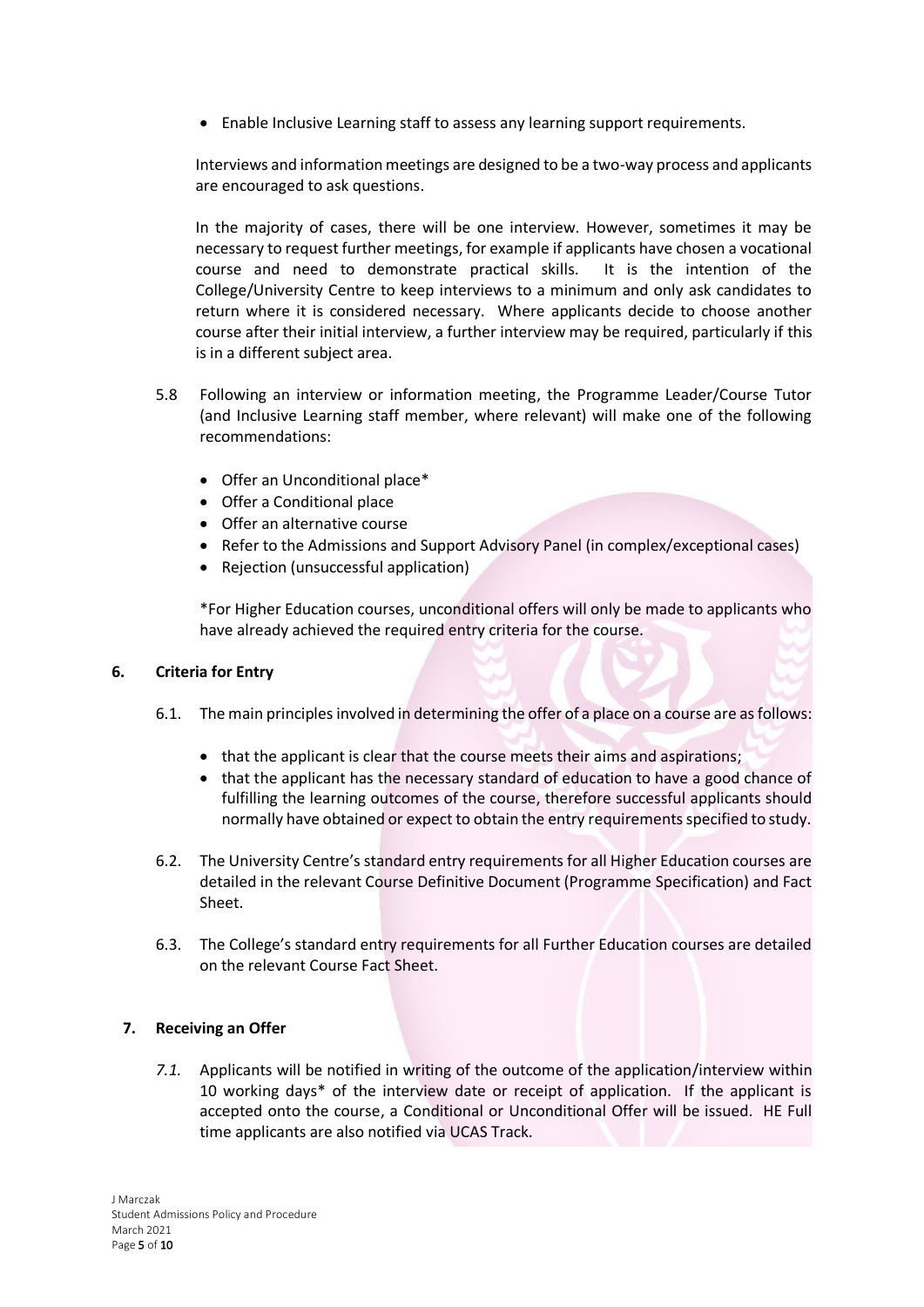- Enable Inclusive Learning staff to assess any learning support requirements.

Interviews and information meetings are designed to be a two-way process and applicants are encouraged to ask questions.

In the majority of cases, there will be one interview. However, sometimes it may be necessary to request further meetings, for example if applicants have chosen a vocational course and need to demonstrate practical skills. It is the intention of the College/University Centre to keep interviews to a minimum and only ask candidates to return where it is considered necessary. Where applicants decide to choose another course after their initial interview, a further interview may be required, particularly if this is in a different subject area.

5.8 Following an interview or information meeting, the Programme Leader/Course Tutor (and Inclusive Learning staff member, where relevant) will make one of the following recommendations:

- Offer an Unconditional place*
- Offer a Conditional place
- Offer an alternative course
- Refer to the Admissions and Support Advisory Panel (in complex/exceptional cases)
- Rejection (unsuccessful application)

*For Higher Education courses, unconditional offers will only be made to applicants who have already achieved the required entry criteria for the course.

## 6. Criteria for Entry

6.1. The main principles involved in determining the offer of a place on a course are as follows:

- that the applicant is clear that the course meets their aims and aspirations;
- that the applicant has the necessary standard of education to have a good chance of fulfilling the learning outcomes of the course, therefore successful applicants should normally have obtained or expect to obtain the entry requirements specified to study.

6.2. The University Centre's standard entry requirements for all Higher Education courses are detailed in the relevant Course Definitive Document (Programme Specification) and Fact Sheet.

6.3. The College's standard entry requirements for all Further Education courses are detailed on the relevant Course Fact Sheet.

## 7. Receiving an Offer

*7.1.* Applicants will be notified in writing of the outcome of the application/interview within 10 working days* of the interview date or receipt of application. If the applicant is accepted onto the course, a Conditional or Unconditional Offer will be issued. HE Full time applicants are also notified via UCAS Track.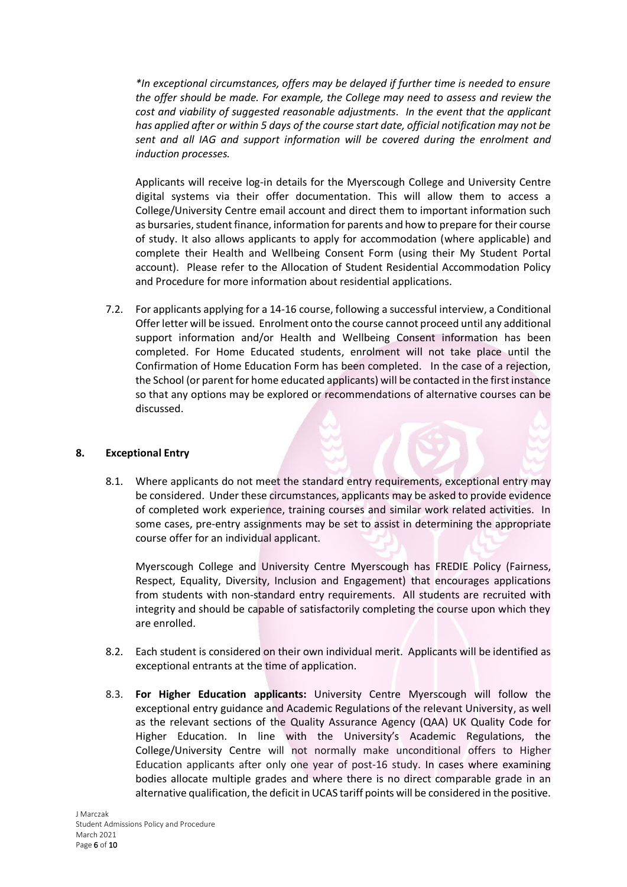*\*In exceptional circumstances, offers may be delayed if further time is needed to ensure the offer should be made. For example, the College may need to assess and review the cost and viability of suggested reasonable adjustments. In the event that the applicant has applied after or within 5 days of the course start date, official notification may not be sent and all IAG and support information will be covered during the enrolment and induction processes.*

Applicants will receive log-in details for the Myerscough College and University Centre digital systems via their offer documentation. This will allow them to access a College/University Centre email account and direct them to important information such as bursaries, student finance, information for parents and how to prepare for their course of study. It also allows applicants to apply for accommodation (where applicable) and complete their Health and Wellbeing Consent Form (using their My Student Portal account). Please refer to the Allocation of Student Residential Accommodation Policy and Procedure for more information about residential applications.

7.2. For applicants applying for a 14-16 course, following a successful interview, a Conditional Offer letter will be issued. Enrolment onto the course cannot proceed until any additional support information and/or Health and Wellbeing Consent information has been completed. For Home Educated students, enrolment will not take place until the Confirmation of Home Education Form has been completed. In the case of a rejection, the School (or parent for home educated applicants) will be contacted in the first instance so that any options may be explored or recommendations of alternative courses can be discussed.

## 8. Exceptional Entry

8.1. Where applicants do not meet the standard entry requirements, exceptional entry may be considered. Under these circumstances, applicants may be asked to provide evidence of completed work experience, training courses and similar work related activities. In some cases, pre-entry assignments may be set to assist in determining the appropriate course offer for an individual applicant.

Myerscough College and University Centre Myerscough has FREDIE Policy (Fairness, Respect, Equality, Diversity, Inclusion and Engagement) that encourages applications from students with non-standard entry requirements. All students are recruited with integrity and should be capable of satisfactorily completing the course upon which they are enrolled.

8.2. Each student is considered on their own individual merit. Applicants will be identified as exceptional entrants at the time of application.

8.3. **For Higher Education applicants:** University Centre Myerscough will follow the exceptional entry guidance and Academic Regulations of the relevant University, as well as the relevant sections of the Quality Assurance Agency (QAA) UK Quality Code for Higher Education. In line with the University's Academic Regulations, the College/University Centre will not normally make unconditional offers to Higher Education applicants after only one year of post-16 study. In cases where examining bodies allocate multiple grades and where there is no direct comparable grade in an alternative qualification, the deficit in UCAS tariff points will be considered in the positive.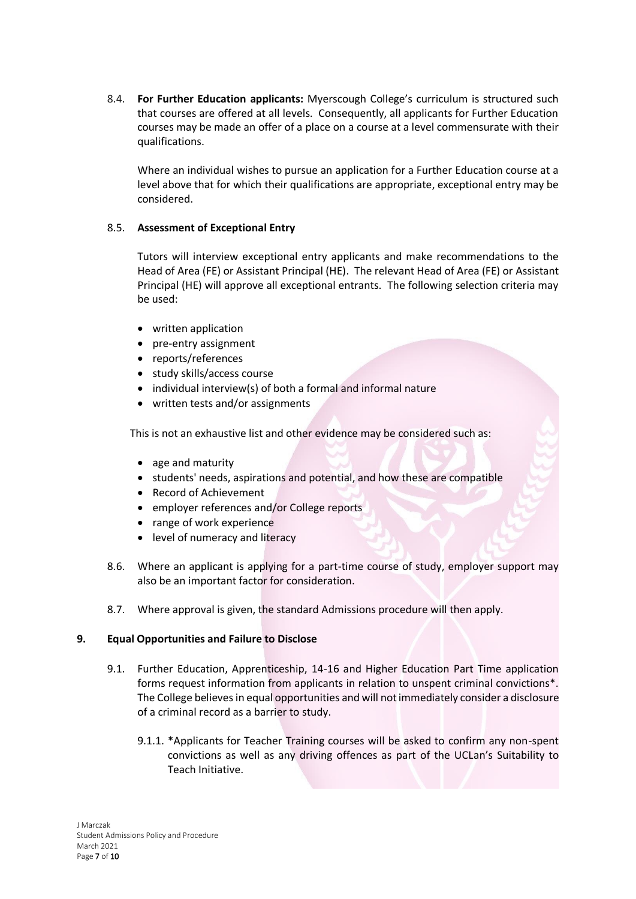8.4. **For Further Education applicants:** Myerscough College's curriculum is structured such that courses are offered at all levels. Consequently, all applicants for Further Education courses may be made an offer of a place on a course at a level commensurate with their qualifications.

Where an individual wishes to pursue an application for a Further Education course at a level above that for which their qualifications are appropriate, exceptional entry may be considered.

8.5. **Assessment of Exceptional Entry**

Tutors will interview exceptional entry applicants and make recommendations to the Head of Area (FE) or Assistant Principal (HE). The relevant Head of Area (FE) or Assistant Principal (HE) will approve all exceptional entrants. The following selection criteria may be used:

- written application
- pre-entry assignment
- reports/references
- study skills/access course
- individual interview(s) of both a formal and informal nature
- written tests and/or assignments

This is not an exhaustive list and other evidence may be considered such as:

- age and maturity
- students' needs, aspirations and potential, and how these are compatible
- Record of Achievement
- employer references and/or College reports
- range of work experience
- level of numeracy and literacy

8.6. Where an applicant is applying for a part-time course of study, employer support may also be an important factor for consideration.

8.7. Where approval is given, the standard Admissions procedure will then apply.

## 9. Equal Opportunities and Failure to Disclose

9.1. Further Education, Apprenticeship, 14-16 and Higher Education Part Time application forms request information from applicants in relation to unspent criminal convictions*. The College believes in equal opportunities and will not immediately consider a disclosure of a criminal record as a barrier to study.

9.1.1. *Applicants for Teacher Training courses will be asked to confirm any non-spent convictions as well as any driving offences as part of the UCLan's Suitability to Teach Initiative.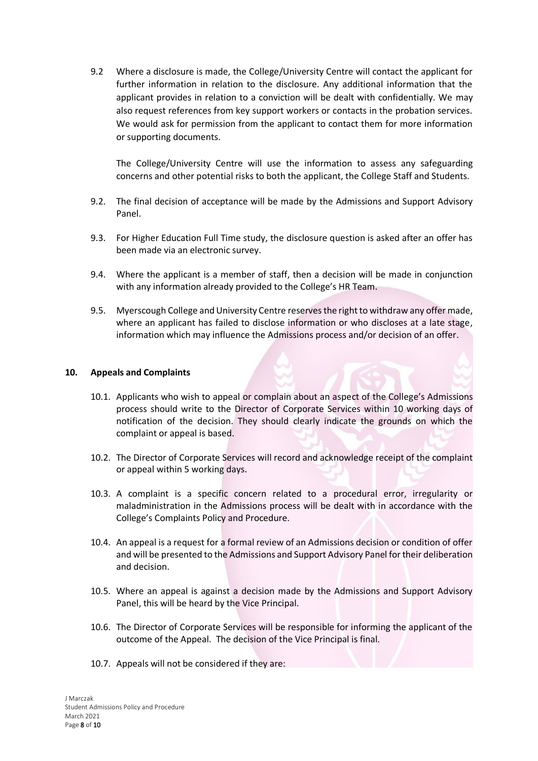9.2 Where a disclosure is made, the College/University Centre will contact the applicant for further information in relation to the disclosure. Any additional information that the applicant provides in relation to a conviction will be dealt with confidentially. We may also request references from key support workers or contacts in the probation services. We would ask for permission from the applicant to contact them for more information or supporting documents.

The College/University Centre will use the information to assess any safeguarding concerns and other potential risks to both the applicant, the College Staff and Students.

9.2. The final decision of acceptance will be made by the Admissions and Support Advisory Panel.

9.3. For Higher Education Full Time study, the disclosure question is asked after an offer has been made via an electronic survey.

9.4. Where the applicant is a member of staff, then a decision will be made in conjunction with any information already provided to the College's HR Team.

9.5. Myerscough College and University Centre reserves the right to withdraw any offer made, where an applicant has failed to disclose information or who discloses at a late stage, information which may influence the Admissions process and/or decision of an offer.

## 10. Appeals and Complaints

10.1. Applicants who wish to appeal or complain about an aspect of the College's Admissions process should write to the Director of Corporate Services within 10 working days of notification of the decision. They should clearly indicate the grounds on which the complaint or appeal is based.

10.2. The Director of Corporate Services will record and acknowledge receipt of the complaint or appeal within 5 working days.

10.3. A complaint is a specific concern related to a procedural error, irregularity or maladministration in the Admissions process will be dealt with in accordance with the College's Complaints Policy and Procedure.

10.4. An appeal is a request for a formal review of an Admissions decision or condition of offer and will be presented to the Admissions and Support Advisory Panel for their deliberation and decision.

10.5. Where an appeal is against a decision made by the Admissions and Support Advisory Panel, this will be heard by the Vice Principal.

10.6. The Director of Corporate Services will be responsible for informing the applicant of the outcome of the Appeal. The decision of the Vice Principal is final.

10.7. Appeals will not be considered if they are: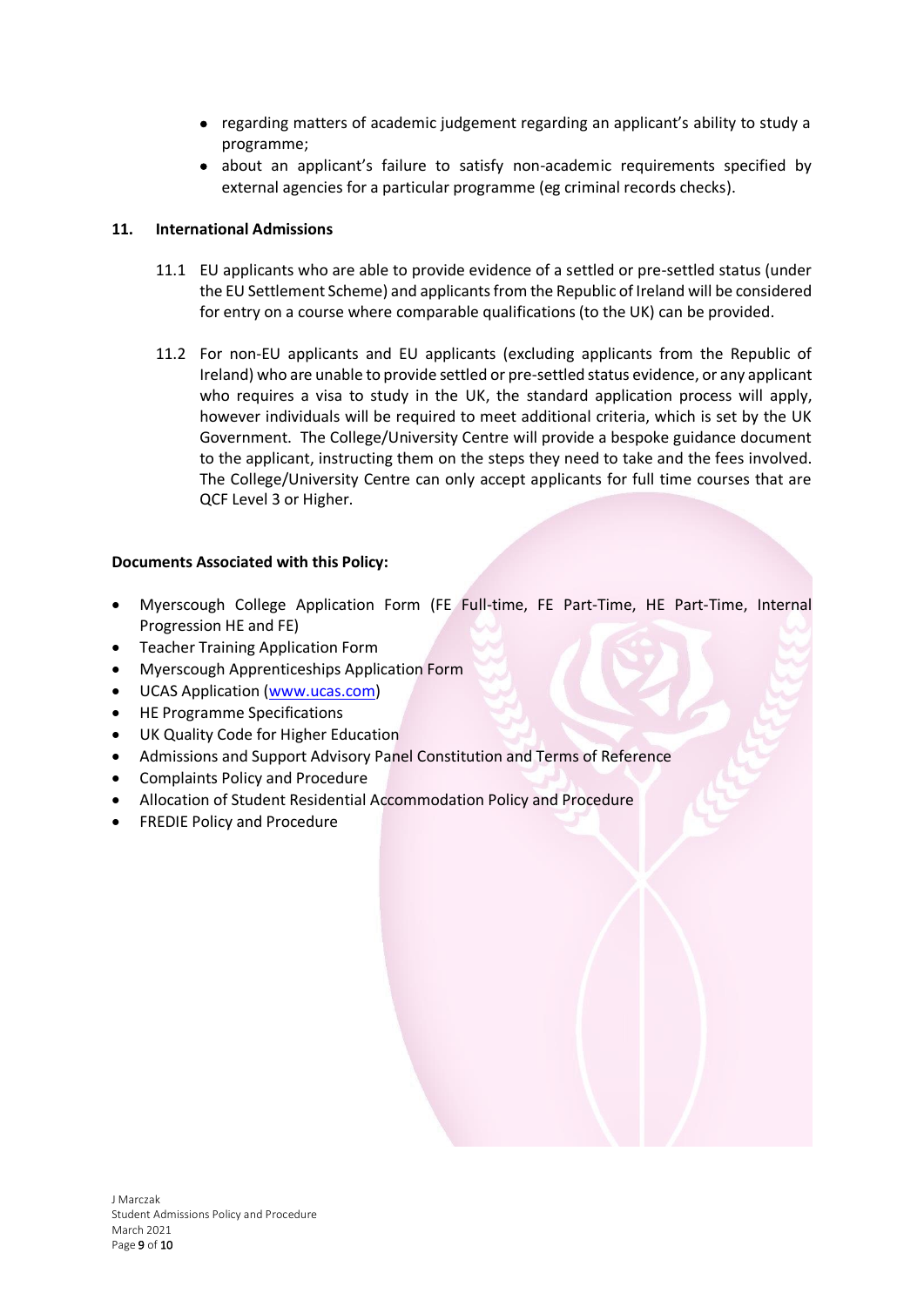- regarding matters of academic judgement regarding an applicant's ability to study a programme;
- about an applicant's failure to satisfy non-academic requirements specified by external agencies for a particular programme (eg criminal records checks).

## 11. International Admissions

11.1 EU applicants who are able to provide evidence of a settled or pre-settled status (under the EU Settlement Scheme) and applicants from the Republic of Ireland will be considered for entry on a course where comparable qualifications (to the UK) can be provided.

11.2 For non-EU applicants and EU applicants (excluding applicants from the Republic of Ireland) who are unable to provide settled or pre-settled status evidence, or any applicant who requires a visa to study in the UK, the standard application process will apply, however individuals will be required to meet additional criteria, which is set by the UK Government. The College/University Centre will provide a bespoke guidance document to the applicant, instructing them on the steps they need to take and the fees involved. The College/University Centre can only accept applicants for full time courses that are QCF Level 3 or Higher.

**Documents Associated with this Policy:**

- Myerscough College Application Form (FE Full-time, FE Part-Time, HE Part-Time, Internal Progression HE and FE)
- Teacher Training Application Form
- Myerscough Apprenticeships Application Form
- UCAS Application (www.ucas.com)
- HE Programme Specifications
- UK Quality Code for Higher Education
- Admissions and Support Advisory Panel Constitution and Terms of Reference
- Complaints Policy and Procedure
- Allocation of Student Residential Accommodation Policy and Procedure
- FREDIE Policy and Procedure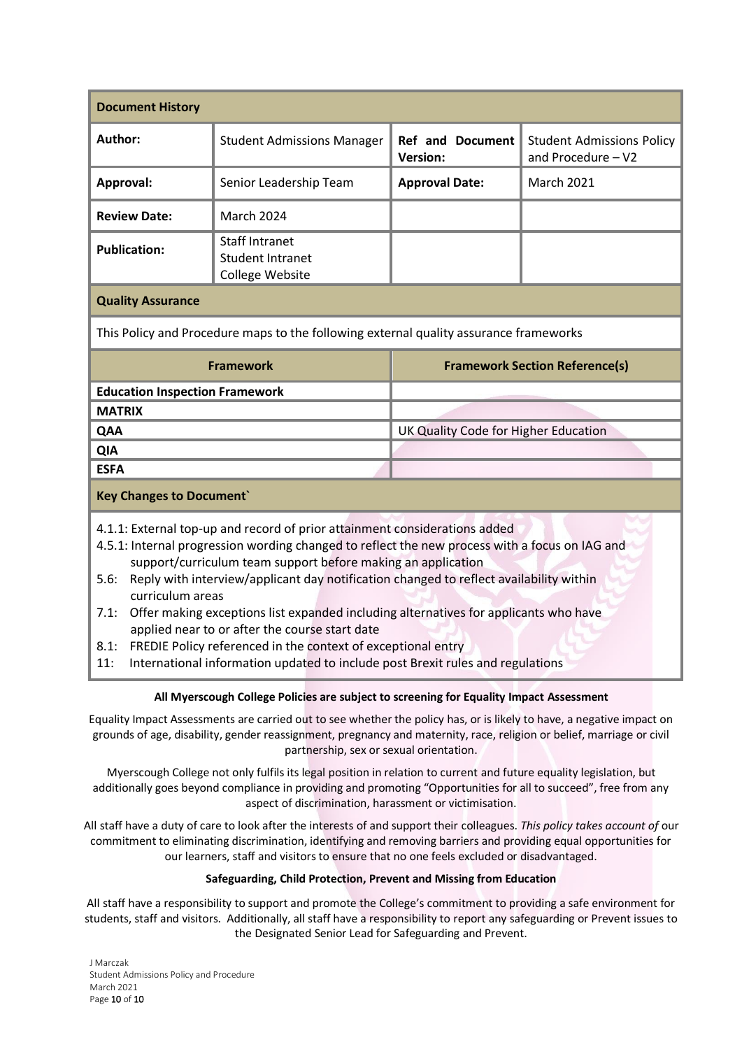| **Document History** | | | |
|---|---|---|---|
| **Author:** | Student Admissions Manager | **Ref and Document Version:** | Student Admissions Policy and Procedure – V2 |
| **Approval:** | Senior Leadership Team | **Approval Date:** | March 2021 |
| **Review Date:** | March 2024 | | |
| **Publication:** | Staff Intranet<br>Student Intranet<br>College Website | | |

**Quality Assurance**

This Policy and Procedure maps to the following external quality assurance frameworks

| Framework | Framework Section Reference(s) |
|---|---|
| **Education Inspection Framework** | |
| **MATRIX** | |
| **QAA** | UK Quality Code for Higher Education |
| **QIA** | |
| **ESFA** | |

**Key Changes to Document`**

4.1.1: External top-up and record of prior attainment considerations added
4.5.1: Internal progression wording changed to reflect the new process with a focus on IAG and support/curriculum team support before making an application
5.6: Reply with interview/applicant day notification changed to reflect availability within curriculum areas
7.1: Offer making exceptions list expanded including alternatives for applicants who have applied near to or after the course start date
8.1: FREDIE Policy referenced in the context of exceptional entry
11: International information updated to include post Brexit rules and regulations

**All Myerscough College Policies are subject to screening for Equality Impact Assessment**

Equality Impact Assessments are carried out to see whether the policy has, or is likely to have, a negative impact on grounds of age, disability, gender reassignment, pregnancy and maternity, race, religion or belief, marriage or civil partnership, sex or sexual orientation.

Myerscough College not only fulfils its legal position in relation to current and future equality legislation, but additionally goes beyond compliance in providing and promoting "Opportunities for all to succeed", free from any aspect of discrimination, harassment or victimisation.

All staff have a duty of care to look after the interests of and support their colleagues. *This policy takes account of* our commitment to eliminating discrimination, identifying and removing barriers and providing equal opportunities for our learners, staff and visitors to ensure that no one feels excluded or disadvantaged.

**Safeguarding, Child Protection, Prevent and Missing from Education**

All staff have a responsibility to support and promote the College's commitment to providing a safe environment for students, staff and visitors. Additionally, all staff have a responsibility to report any safeguarding or Prevent issues to the Designated Senior Lead for Safeguarding and Prevent.